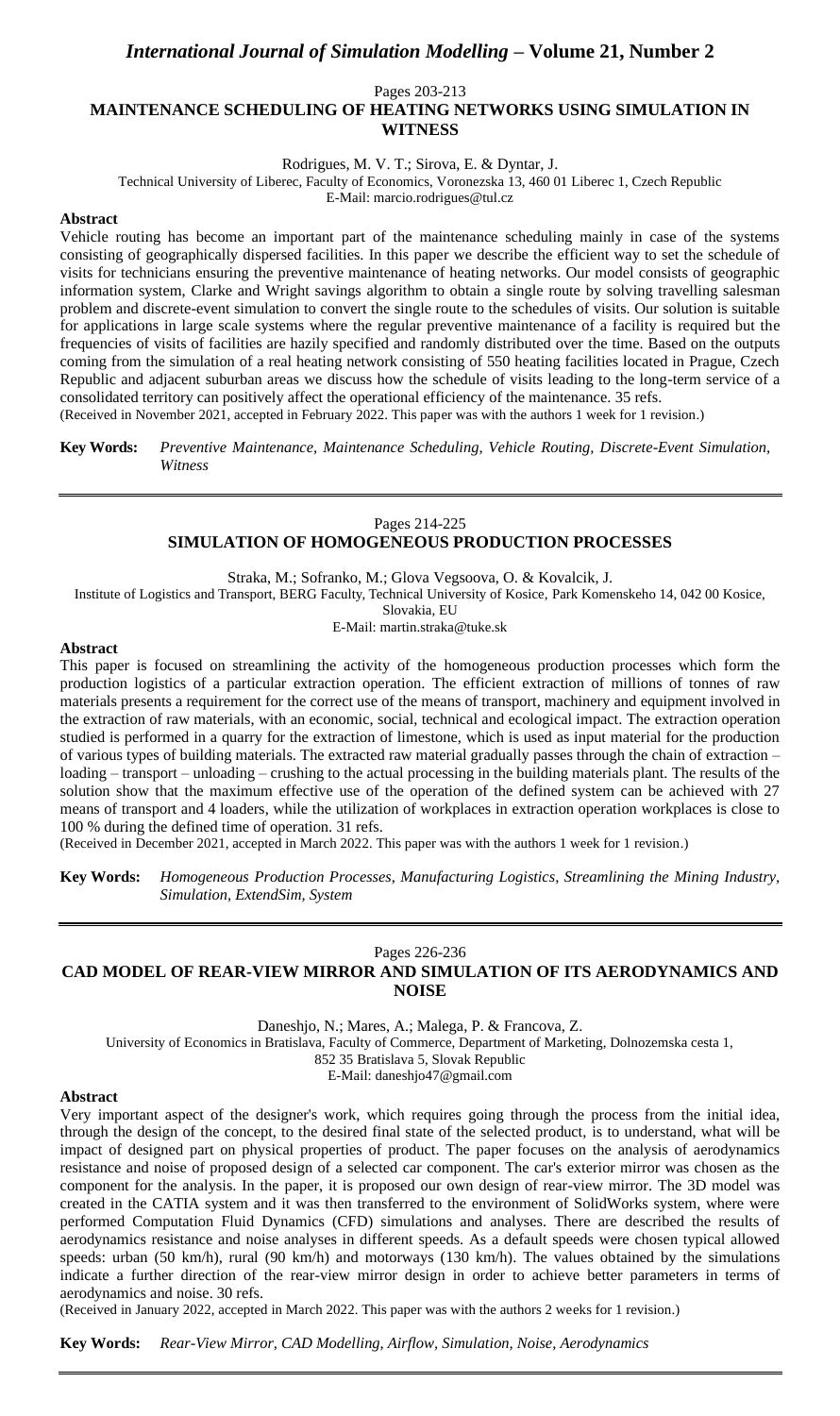# International Journal of Simulation Modelling – Volume 21, Number 2

Pages 203-213

## MAINTENANCE SCHEDULING OF HEATING NETWORKS USING SIMULATION IN WITNESS

Rodrigues, M. V. T.; Sirova, E. & Dyntar, J.

Technical University of Liberec, Faculty of Economics, Voronezska 13, 460 01 Liberec 1, Czech Republic

E-Mail: marcio.rodrigues@tul.cz

**Abstract**

Vehicle routing has become an important part of the maintenance scheduling mainly in case of the systems consisting of geographically dispersed facilities. In this paper we describe the efficient way to set the schedule of visits for technicians ensuring the preventive maintenance of heating networks. Our model consists of geographic information system, Clarke and Wright savings algorithm to obtain a single route by solving travelling salesman problem and discrete-event simulation to convert the single route to the schedules of visits. Our solution is suitable for applications in large scale systems where the regular preventive maintenance of a facility is required but the frequencies of visits of facilities are hazily specified and randomly distributed over the time. Based on the outputs coming from the simulation of a real heating network consisting of 550 heating facilities located in Prague, Czech Republic and adjacent suburban areas we discuss how the schedule of visits leading to the long-term service of a consolidated territory can positively affect the operational efficiency of the maintenance. 35 refs.

(Received in November 2021, accepted in February 2022. This paper was with the authors 1 week for 1 revision.)

**Key Words:** *Preventive Maintenance, Maintenance Scheduling, Vehicle Routing, Discrete-Event Simulation, Witness*

---

Pages 214-225

## SIMULATION OF HOMOGENEOUS PRODUCTION PROCESSES

Straka, M.; Sofranko, M.; Glova Vegsoova, O. & Kovalcik, J.

Institute of Logistics and Transport, BERG Faculty, Technical University of Kosice, Park Komenskeho 14, 042 00 Kosice, Slovakia, EU

E-Mail: martin.straka@tuke.sk

**Abstract**

This paper is focused on streamlining the activity of the homogeneous production processes which form the production logistics of a particular extraction operation. The efficient extraction of millions of tonnes of raw materials presents a requirement for the correct use of the means of transport, machinery and equipment involved in the extraction of raw materials, with an economic, social, technical and ecological impact. The extraction operation studied is performed in a quarry for the extraction of limestone, which is used as input material for the production of various types of building materials. The extracted raw material gradually passes through the chain of extraction – loading – transport – unloading – crushing to the actual processing in the building materials plant. The results of the solution show that the maximum effective use of the operation of the defined system can be achieved with 27 means of transport and 4 loaders, while the utilization of workplaces in extraction operation workplaces is close to 100 % during the defined time of operation. 31 refs.

(Received in December 2021, accepted in March 2022. This paper was with the authors 1 week for 1 revision.)

**Key Words:** *Homogeneous Production Processes, Manufacturing Logistics, Streamlining the Mining Industry, Simulation, ExtendSim, System*

---

Pages 226-236

## CAD MODEL OF REAR-VIEW MIRROR AND SIMULATION OF ITS AERODYNAMICS AND NOISE

Daneshjo, N.; Mares, A.; Malega, P. & Francova, Z.

University of Economics in Bratislava, Faculty of Commerce, Department of Marketing, Dolnozemska cesta 1, 852 35 Bratislava 5, Slovak Republic

E-Mail: daneshjo47@gmail.com

**Abstract**

Very important aspect of the designer's work, which requires going through the process from the initial idea, through the design of the concept, to the desired final state of the selected product, is to understand, what will be impact of designed part on physical properties of product. The paper focuses on the analysis of aerodynamics resistance and noise of proposed design of a selected car component. The car's exterior mirror was chosen as the component for the analysis. In the paper, it is proposed our own design of rear-view mirror. The 3D model was created in the CATIA system and it was then transferred to the environment of SolidWorks system, where were performed Computation Fluid Dynamics (CFD) simulations and analyses. There are described the results of aerodynamics resistance and noise analyses in different speeds. As a default speeds were chosen typical allowed speeds: urban (50 km/h), rural (90 km/h) and motorways (130 km/h). The values obtained by the simulations indicate a further direction of the rear-view mirror design in order to achieve better parameters in terms of aerodynamics and noise. 30 refs.

(Received in January 2022, accepted in March 2022. This paper was with the authors 2 weeks for 1 revision.)

**Key Words:** *Rear-View Mirror, CAD Modelling, Airflow, Simulation, Noise, Aerodynamics*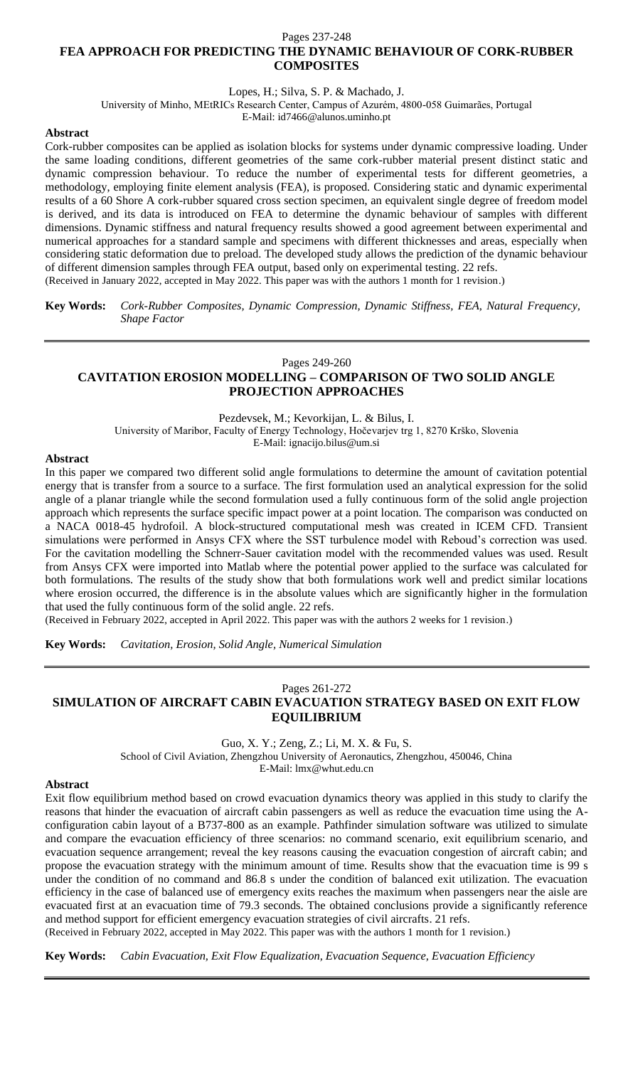Pages 237-248

## FEA APPROACH FOR PREDICTING THE DYNAMIC BEHAVIOUR OF CORK-RUBBER COMPOSITES

Lopes, H.; Silva, S. P. & Machado, J.

University of Minho, MEtRICs Research Center, Campus of Azurém, 4800-058 Guimarães, Portugal

E-Mail: id7466@alunos.uminho.pt

**Abstract**

Cork-rubber composites can be applied as isolation blocks for systems under dynamic compressive loading. Under the same loading conditions, different geometries of the same cork-rubber material present distinct static and dynamic compression behaviour. To reduce the number of experimental tests for different geometries, a methodology, employing finite element analysis (FEA), is proposed. Considering static and dynamic experimental results of a 60 Shore A cork-rubber squared cross section specimen, an equivalent single degree of freedom model is derived, and its data is introduced on FEA to determine the dynamic behaviour of samples with different dimensions. Dynamic stiffness and natural frequency results showed a good agreement between experimental and numerical approaches for a standard sample and specimens with different thicknesses and areas, especially when considering static deformation due to preload. The developed study allows the prediction of the dynamic behaviour of different dimension samples through FEA output, based only on experimental testing. 22 refs.

(Received in January 2022, accepted in May 2022. This paper was with the authors 1 month for 1 revision.)

**Key Words:** *Cork-Rubber Composites, Dynamic Compression, Dynamic Stiffness, FEA, Natural Frequency, Shape Factor*

---

Pages 249-260

## CAVITATION EROSION MODELLING – COMPARISON OF TWO SOLID ANGLE PROJECTION APPROACHES

Pezdevsek, M.; Kevorkijan, L. & Bilus, I.

University of Maribor, Faculty of Energy Technology, Hočevarjev trg 1, 8270 Krško, Slovenia

E-Mail: ignacijo.bilus@um.si

**Abstract**

In this paper we compared two different solid angle formulations to determine the amount of cavitation potential energy that is transfer from a source to a surface. The first formulation used an analytical expression for the solid angle of a planar triangle while the second formulation used a fully continuous form of the solid angle projection approach which represents the surface specific impact power at a point location. The comparison was conducted on a NACA 0018-45 hydrofoil. A block-structured computational mesh was created in ICEM CFD. Transient simulations were performed in Ansys CFX where the SST turbulence model with Reboud's correction was used. For the cavitation modelling the Schnerr-Sauer cavitation model with the recommended values was used. Result from Ansys CFX were imported into Matlab where the potential power applied to the surface was calculated for both formulations. The results of the study show that both formulations work well and predict similar locations where erosion occurred, the difference is in the absolute values which are significantly higher in the formulation that used the fully continuous form of the solid angle. 22 refs.

(Received in February 2022, accepted in April 2022. This paper was with the authors 2 weeks for 1 revision.)

**Key Words:** *Cavitation, Erosion, Solid Angle, Numerical Simulation*

---

Pages 261-272

## SIMULATION OF AIRCRAFT CABIN EVACUATION STRATEGY BASED ON EXIT FLOW EQUILIBRIUM

Guo, X. Y.; Zeng, Z.; Li, M. X. & Fu, S.

School of Civil Aviation, Zhengzhou University of Aeronautics, Zhengzhou, 450046, China

E-Mail: lmx@whut.edu.cn

**Abstract**

Exit flow equilibrium method based on crowd evacuation dynamics theory was applied in this study to clarify the reasons that hinder the evacuation of aircraft cabin passengers as well as reduce the evacuation time using the A-configuration cabin layout of a B737-800 as an example. Pathfinder simulation software was utilized to simulate and compare the evacuation efficiency of three scenarios: no command scenario, exit equilibrium scenario, and evacuation sequence arrangement; reveal the key reasons causing the evacuation congestion of aircraft cabin; and propose the evacuation strategy with the minimum amount of time. Results show that the evacuation time is 99 s under the condition of no command and 86.8 s under the condition of balanced exit utilization. The evacuation efficiency in the case of balanced use of emergency exits reaches the maximum when passengers near the aisle are evacuated first at an evacuation time of 79.3 seconds. The obtained conclusions provide a significantly reference and method support for efficient emergency evacuation strategies of civil aircrafts. 21 refs.

(Received in February 2022, accepted in May 2022. This paper was with the authors 1 month for 1 revision.)

**Key Words:** *Cabin Evacuation, Exit Flow Equalization, Evacuation Sequence, Evacuation Efficiency*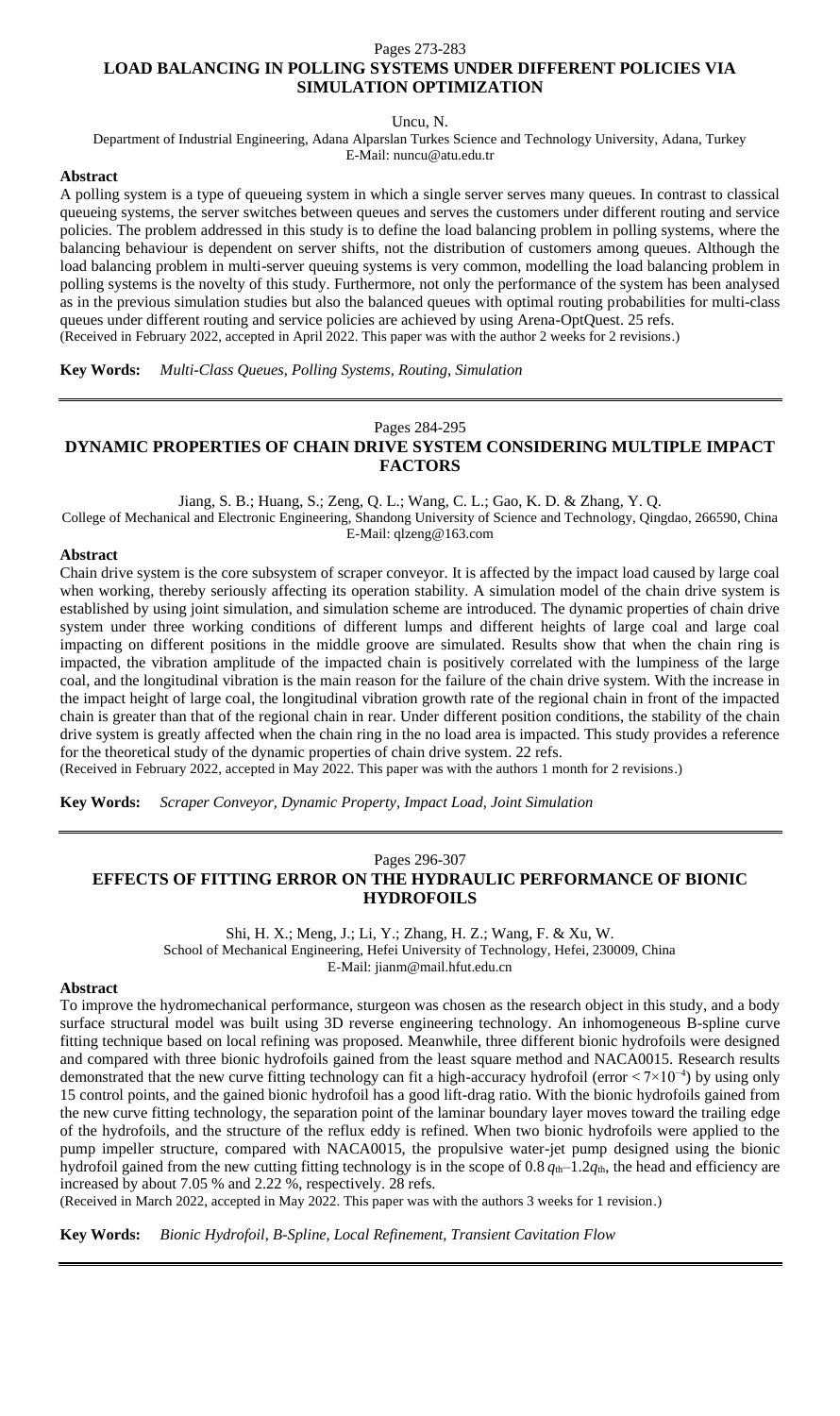Pages 273-283

## LOAD BALANCING IN POLLING SYSTEMS UNDER DIFFERENT POLICIES VIA SIMULATION OPTIMIZATION

Uncu, N.

Department of Industrial Engineering, Adana Alparslan Turkes Science and Technology University, Adana, Turkey
E-Mail: nuncu@atu.edu.tr

**Abstract**

A polling system is a type of queueing system in which a single server serves many queues. In contrast to classical queueing systems, the server switches between queues and serves the customers under different routing and service policies. The problem addressed in this study is to define the load balancing problem in polling systems, where the balancing behaviour is dependent on server shifts, not the distribution of customers among queues. Although the load balancing problem in multi-server queuing systems is very common, modelling the load balancing problem in polling systems is the novelty of this study. Furthermore, not only the performance of the system has been analysed as in the previous simulation studies but also the balanced queues with optimal routing probabilities for multi-class queues under different routing and service policies are achieved by using Arena-OptQuest. 25 refs.
(Received in February 2022, accepted in April 2022. This paper was with the author 2 weeks for 2 revisions.)

**Key Words:** *Multi-Class Queues, Polling Systems, Routing, Simulation*

---

Pages 284-295

## DYNAMIC PROPERTIES OF CHAIN DRIVE SYSTEM CONSIDERING MULTIPLE IMPACT FACTORS

Jiang, S. B.; Huang, S.; Zeng, Q. L.; Wang, C. L.; Gao, K. D. & Zhang, Y. Q.

College of Mechanical and Electronic Engineering, Shandong University of Science and Technology, Qingdao, 266590, China
E-Mail: qlzeng@163.com

**Abstract**

Chain drive system is the core subsystem of scraper conveyor. It is affected by the impact load caused by large coal when working, thereby seriously affecting its operation stability. A simulation model of the chain drive system is established by using joint simulation, and simulation scheme are introduced. The dynamic properties of chain drive system under three working conditions of different lumps and different heights of large coal and large coal impacting on different positions in the middle groove are simulated. Results show that when the chain ring is impacted, the vibration amplitude of the impacted chain is positively correlated with the lumpiness of the large coal, and the longitudinal vibration is the main reason for the failure of the chain drive system. With the increase in the impact height of large coal, the longitudinal vibration growth rate of the regional chain in front of the impacted chain is greater than that of the regional chain in rear. Under different position conditions, the stability of the chain drive system is greatly affected when the chain ring in the no load area is impacted. This study provides a reference for the theoretical study of the dynamic properties of chain drive system. 22 refs.
(Received in February 2022, accepted in May 2022. This paper was with the authors 1 month for 2 revisions.)

**Key Words:** *Scraper Conveyor, Dynamic Property, Impact Load, Joint Simulation*

---

Pages 296-307

## EFFECTS OF FITTING ERROR ON THE HYDRAULIC PERFORMANCE OF BIONIC HYDROFOILS

Shi, H. X.; Meng, J.; Li, Y.; Zhang, H. Z.; Wang, F. & Xu, W.

School of Mechanical Engineering, Hefei University of Technology, Hefei, 230009, China
E-Mail: jianm@mail.hfut.edu.cn

**Abstract**

To improve the hydromechanical performance, sturgeon was chosen as the research object in this study, and a body surface structural model was built using 3D reverse engineering technology. An inhomogeneous B-spline curve fitting technique based on local refining was proposed. Meanwhile, three different bionic hydrofoils were designed and compared with three bionic hydrofoils gained from the least square method and NACA0015. Research results demonstrated that the new curve fitting technology can fit a high-accuracy hydrofoil (error $< 7\times10^{-4}$) by using only 15 control points, and the gained bionic hydrofoil has a good lift-drag ratio. With the bionic hydrofoils gained from the new curve fitting technology, the separation point of the laminar boundary layer moves toward the trailing edge of the hydrofoils, and the structure of the reflux eddy is refined. When two bionic hydrofoils were applied to the pump impeller structure, compared with NACA0015, the propulsive water-jet pump designed using the bionic hydrofoil gained from the new cutting fitting technology is in the scope of $0.8\,q_{th}$–$1.2q_{th}$, the head and efficiency are increased by about 7.05 % and 2.22 %, respectively. 28 refs.
(Received in March 2022, accepted in May 2022. This paper was with the authors 3 weeks for 1 revision.)

**Key Words:** *Bionic Hydrofoil, B-Spline, Local Refinement, Transient Cavitation Flow*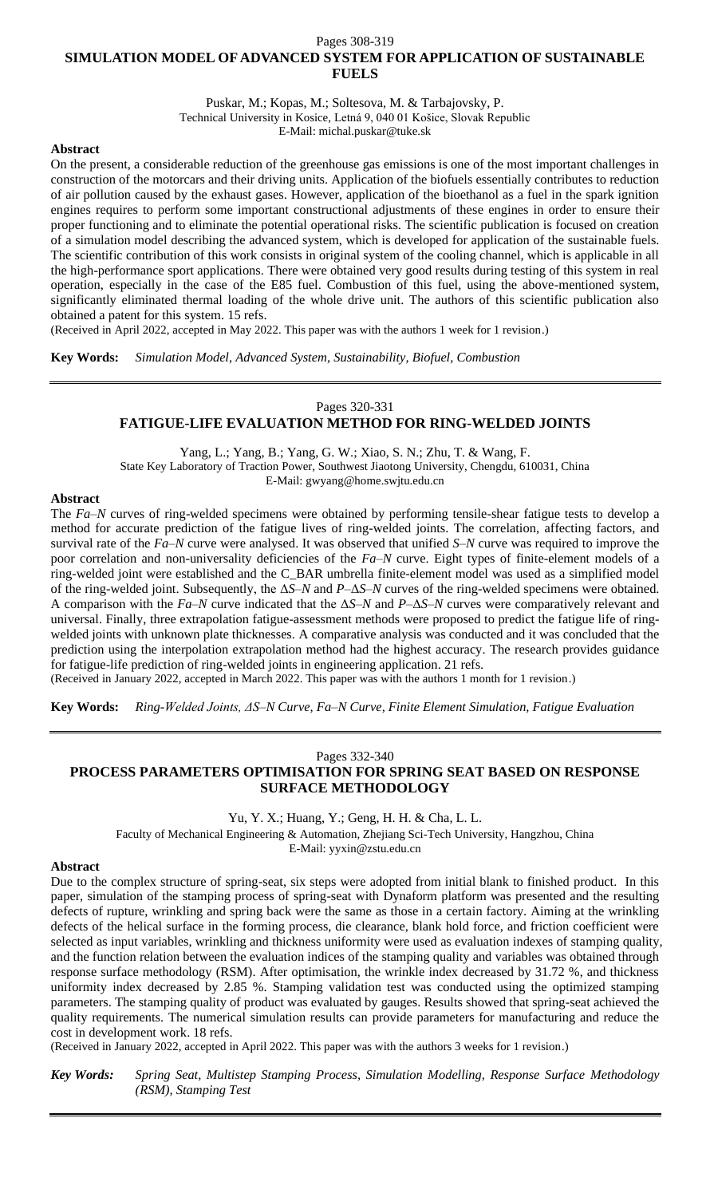Pages 308-319

## SIMULATION MODEL OF ADVANCED SYSTEM FOR APPLICATION OF SUSTAINABLE FUELS

Puskar, M.; Kopas, M.; Soltesova, M. & Tarbajovsky, P.
Technical University in Kosice, Letná 9, 040 01 Košice, Slovak Republic
E-Mail: michal.puskar@tuke.sk

**Abstract**

On the present, a considerable reduction of the greenhouse gas emissions is one of the most important challenges in construction of the motorcars and their driving units. Application of the biofuels essentially contributes to reduction of air pollution caused by the exhaust gases. However, application of the bioethanol as a fuel in the spark ignition engines requires to perform some important constructional adjustments of these engines in order to ensure their proper functioning and to eliminate the potential operational risks. The scientific publication is focused on creation of a simulation model describing the advanced system, which is developed for application of the sustainable fuels. The scientific contribution of this work consists in original system of the cooling channel, which is applicable in all the high-performance sport applications. There were obtained very good results during testing of this system in real operation, especially in the case of the E85 fuel. Combustion of this fuel, using the above-mentioned system, significantly eliminated thermal loading of the whole drive unit. The authors of this scientific publication also obtained a patent for this system. 15 refs.

(Received in April 2022, accepted in May 2022. This paper was with the authors 1 week for 1 revision.)

**Key Words:** *Simulation Model, Advanced System, Sustainability, Biofuel, Combustion*

---

Pages 320-331

## FATIGUE-LIFE EVALUATION METHOD FOR RING-WELDED JOINTS

Yang, L.; Yang, B.; Yang, G. W.; Xiao, S. N.; Zhu, T. & Wang, F.
State Key Laboratory of Traction Power, Southwest Jiaotong University, Chengdu, 610031, China
E-Mail: gwyang@home.swjtu.edu.cn

**Abstract**

The $Fa$–$N$ curves of ring-welded specimens were obtained by performing tensile-shear fatigue tests to develop a method for accurate prediction of the fatigue lives of ring-welded joints. The correlation, affecting factors, and survival rate of the $Fa$–$N$ curves were analysed. It was observed that unified $S$–$N$ curve was required to improve the poor correlation and non-universality deficiencies of the $Fa$–$N$ curve. Eight types of finite-element models of a ring-welded joint were established and the C_BAR umbrella finite-element model was used as a simplified model of the ring-welded joint. Subsequently, the $\Delta S$–$N$ and $P$–$\Delta S$–$N$ curves of the ring-welded specimens were obtained. A comparison with the $Fa$–$N$ curve indicated that the $\Delta S$–$N$ and $P$–$\Delta S$–$N$ curves were comparatively relevant and universal. Finally, three extrapolation fatigue-assessment methods were proposed to predict the fatigue life of ring-welded joints with unknown plate thicknesses. A comparative analysis was conducted and it was concluded that the prediction using the interpolation extrapolation method had the highest accuracy. The research provides guidance for fatigue-life prediction of ring-welded joints in engineering application. 21 refs.

(Received in January 2022, accepted in March 2022. This paper was with the authors 1 month for 1 revision.)

**Key Words:** *Ring-Welded Joints, $\Delta S$–$N$ Curve, $Fa$–$N$ Curve, Finite Element Simulation, Fatigue Evaluation*

---

Pages 332-340

## PROCESS PARAMETERS OPTIMISATION FOR SPRING SEAT BASED ON RESPONSE SURFACE METHODOLOGY

Yu, Y. X.; Huang, Y.; Geng, H. H. & Cha, L. L.
Faculty of Mechanical Engineering & Automation, Zhejiang Sci-Tech University, Hangzhou, China
E-Mail: yyxin@zstu.edu.cn

**Abstract**

Due to the complex structure of spring-seat, six steps were adopted from initial blank to finished product. In this paper, simulation of the stamping process of spring-seat with Dynaform platform was presented and the resulting defects of rupture, wrinkling and spring back were the same as those in a certain factory. Aiming at the wrinkling defects of the helical surface in the forming process, die clearance, blank hold force, and friction coefficient were selected as input variables, wrinkling and thickness uniformity were used as evaluation indexes of stamping quality, and the function relation between the evaluation indices of the stamping quality and variables was obtained through response surface methodology (RSM). After optimisation, the wrinkle index decreased by 31.72 %, and thickness uniformity index decreased by 2.85 %. Stamping validation test was conducted using the optimized stamping parameters. The stamping quality of product was evaluated by gauges. Results showed that spring-seat achieved the quality requirements. The numerical simulation results can provide parameters for manufacturing and reduce the cost in development work. 18 refs.

(Received in January 2022, accepted in April 2022. This paper was with the authors 3 weeks for 1 revision.)

***Key Words:*** *Spring Seat, Multistep Stamping Process, Simulation Modelling, Response Surface Methodology (RSM), Stamping Test*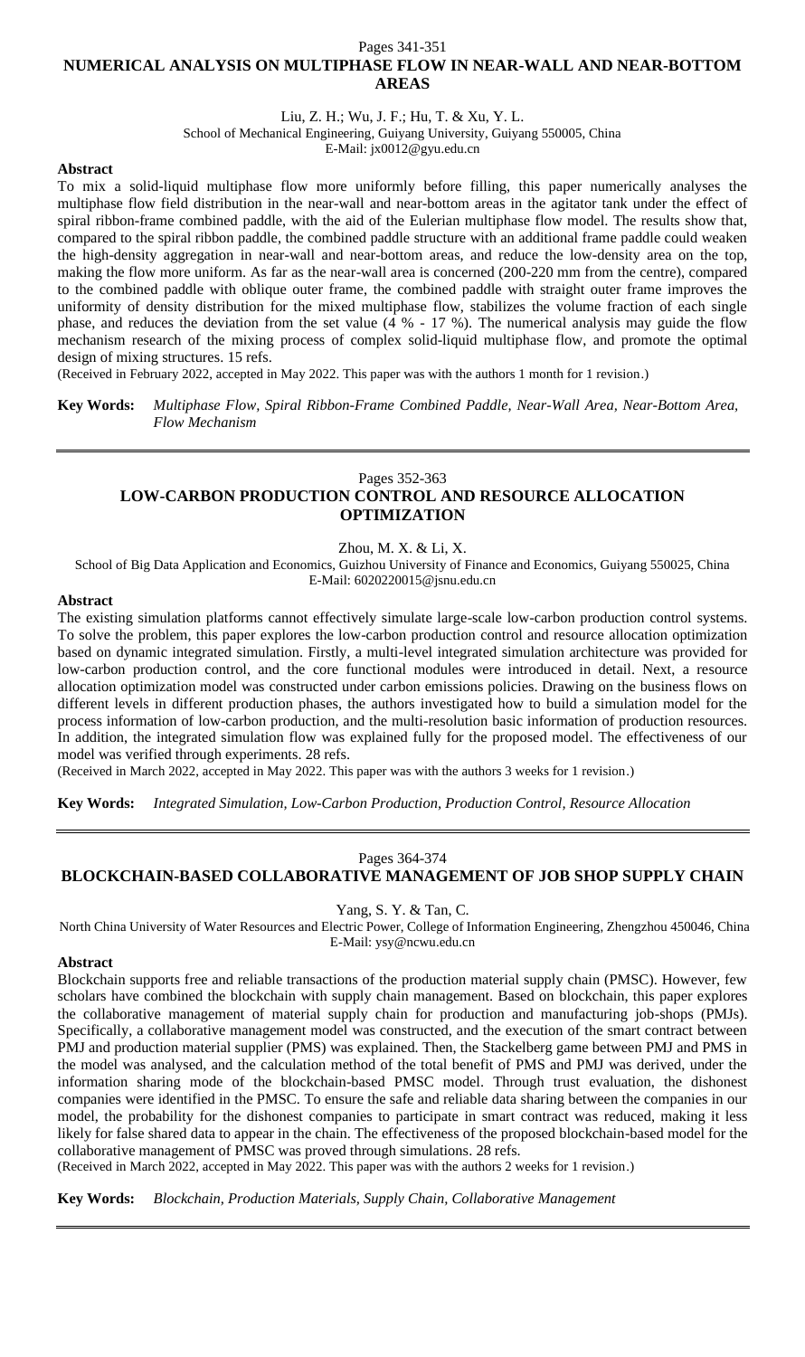Pages 341-351

## NUMERICAL ANALYSIS ON MULTIPHASE FLOW IN NEAR-WALL AND NEAR-BOTTOM AREAS

Liu, Z. H.; Wu, J. F.; Hu, T. & Xu, Y. L.
School of Mechanical Engineering, Guiyang University, Guiyang 550005, China
E-Mail: jx0012@gyu.edu.cn

**Abstract**

To mix a solid-liquid multiphase flow more uniformly before filling, this paper numerically analyses the multiphase flow field distribution in the near-wall and near-bottom areas in the agitator tank under the effect of spiral ribbon-frame combined paddle, with the aid of the Eulerian multiphase flow model. The results show that, compared to the spiral ribbon paddle, the combined paddle structure with an additional frame paddle could weaken the high-density aggregation in near-wall and near-bottom areas, and reduce the low-density area on the top, making the flow more uniform. As far as the near-wall area is concerned (200-220 mm from the centre), compared to the combined paddle with oblique outer frame, the combined paddle with straight outer frame improves the uniformity of density distribution for the mixed multiphase flow, stabilizes the volume fraction of each single phase, and reduces the deviation from the set value (4 % - 17 %). The numerical analysis may guide the flow mechanism research of the mixing process of complex solid-liquid multiphase flow, and promote the optimal design of mixing structures. 15 refs.

(Received in February 2022, accepted in May 2022. This paper was with the authors 1 month for 1 revision.)

**Key Words:** *Multiphase Flow, Spiral Ribbon-Frame Combined Paddle, Near-Wall Area, Near-Bottom Area, Flow Mechanism*

---

Pages 352-363

## LOW-CARBON PRODUCTION CONTROL AND RESOURCE ALLOCATION OPTIMIZATION

Zhou, M. X. & Li, X.
School of Big Data Application and Economics, Guizhou University of Finance and Economics, Guiyang 550025, China
E-Mail: 6020220015@jsnu.edu.cn

**Abstract**

The existing simulation platforms cannot effectively simulate large-scale low-carbon production control systems. To solve the problem, this paper explores the low-carbon production control and resource allocation optimization based on dynamic integrated simulation. Firstly, a multi-level integrated simulation architecture was provided for low-carbon production control, and the core functional modules were introduced in detail. Next, a resource allocation optimization model was constructed under carbon emissions policies. Drawing on the business flows on different levels in different production phases, the authors investigated how to build a simulation model for the process information of low-carbon production, and the multi-resolution basic information of production resources. In addition, the integrated simulation flow was explained fully for the proposed model. The effectiveness of our model was verified through experiments. 28 refs.

(Received in March 2022, accepted in May 2022. This paper was with the authors 3 weeks for 1 revision.)

**Key Words:** *Integrated Simulation, Low-Carbon Production, Production Control, Resource Allocation*

---

Pages 364-374

## BLOCKCHAIN-BASED COLLABORATIVE MANAGEMENT OF JOB SHOP SUPPLY CHAIN

Yang, S. Y. & Tan, C.
North China University of Water Resources and Electric Power, College of Information Engineering, Zhengzhou 450046, China
E-Mail: ysy@ncwu.edu.cn

**Abstract**

Blockchain supports free and reliable transactions of the production material supply chain (PMSC). However, few scholars have combined the blockchain with supply chain management. Based on blockchain, this paper explores the collaborative management of material supply chain for production and manufacturing job-shops (PMJs). Specifically, a collaborative management model was constructed, and the execution of the smart contract between PMJ and production material supplier (PMS) was explained. Then, the Stackelberg game between PMJ and PMS in the model was analysed, and the calculation method of the total benefit of PMS and PMJ was derived, under the information sharing mode of the blockchain-based PMSC model. Through trust evaluation, the dishonest companies were identified in the PMSC. To ensure the safe and reliable data sharing between the companies in our model, the probability for the dishonest companies to participate in smart contract was reduced, making it less likely for false shared data to appear in the chain. The effectiveness of the proposed blockchain-based model for the collaborative management of PMSC was proved through simulations. 28 refs.

(Received in March 2022, accepted in May 2022. This paper was with the authors 2 weeks for 1 revision.)

**Key Words:** *Blockchain, Production Materials, Supply Chain, Collaborative Management*